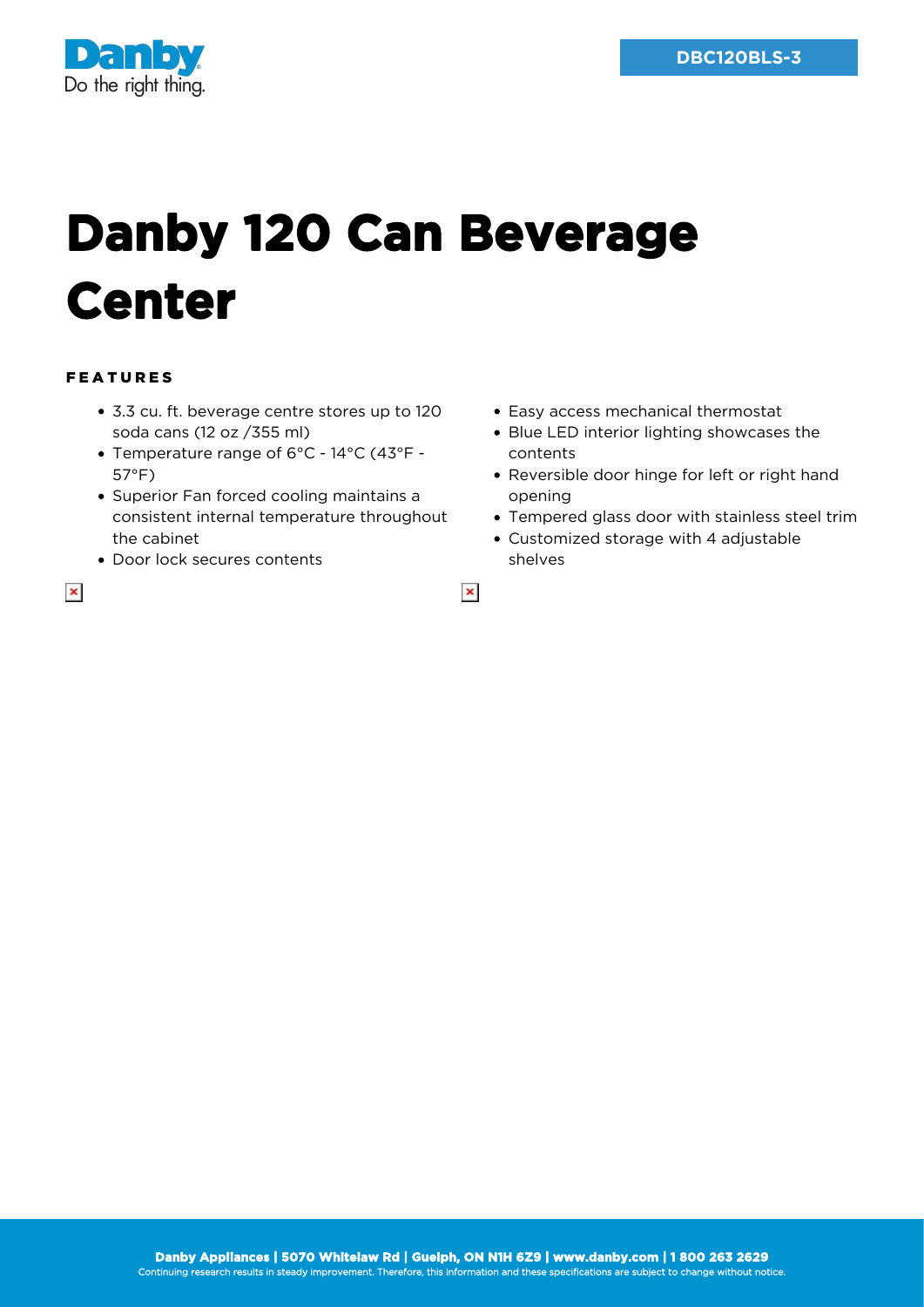DBC120BLS-3

# Danby 120 Can Beverage Center

## FEATURES

- 3.3 cu. ft. beverage centre stores up to 120 soda cans (12 oz /355 ml)
- Temperature range of 6°C - 14°C (43°F - 57°F)
- Superior Fan forced cooling maintains a consistent internal temperature throughout the cabinet
- Door lock secures contents
- Easy access mechanical thermostat
- Blue LED interior lighting showcases the contents
- Reversible door hinge for left or right hand opening
- Tempered glass door with stainless steel trim
- Customized storage with 4 adjustable shelves

**Danby Appliances | 5070 Whitelaw Rd | Guelph, ON N1H 6Z9 | www.danby.com | 1 800 263 2629**

Continuing research results in steady improvement. Therefore, this information and these specifications are subject to change without notice.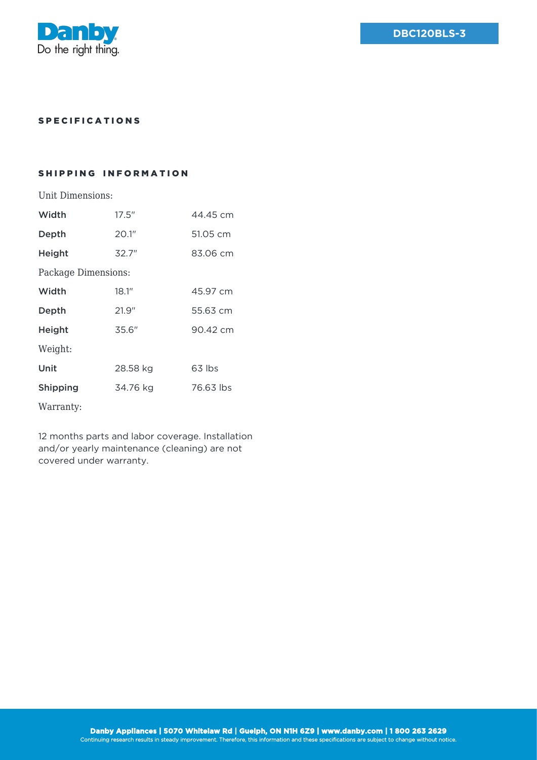## SPECIFICATIONS

### SHIPPING INFORMATION

Unit Dimensions:

| | | |
|---|---|---|
| **Width** | 17.5″ | 44.45 cm |
| **Depth** | 20.1″ | 51.05 cm |
| **Height** | 32.7″ | 83.06 cm |

Package Dimensions:

| | | |
|---|---|---|
| **Width** | 18.1″ | 45.97 cm |
| **Depth** | 21.9″ | 55.63 cm |
| **Height** | 35.6″ | 90.42 cm |

Weight:

| | | |
|---|---|---|
| **Unit** | 28.58 kg | 63 lbs |
| **Shipping** | 34.76 kg | 76.63 lbs |

Warranty:

12 months parts and labor coverage. Installation and/or yearly maintenance (cleaning) are not covered under warranty.

**Danby Appliances | 5070 Whitelaw Rd | Guelph, ON N1H 6Z9 | www.danby.com | 1 800 263 2629**
Continuing research results in steady improvement. Therefore, this information and these specifications are subject to change without notice.